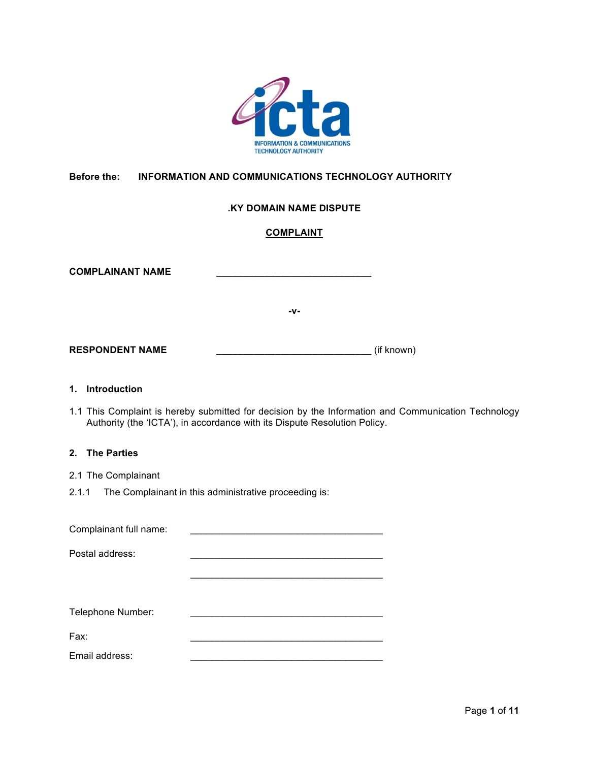**Before the: INFORMATION AND COMMUNICATIONS TECHNOLOGY AUTHORITY**

**.KY DOMAIN NAME DISPUTE**

**COMPLAINT**

**COMPLAINANT NAME** ______________________________

**-v-**

**RESPONDENT NAME** ______________________________ (if known)

## 1. Introduction

1.1 This Complaint is hereby submitted for decision by the Information and Communication Technology Authority (the 'ICTA'), in accordance with its Dispute Resolution Policy.

## 2. The Parties

2.1 The Complainant

2.1.1 The Complainant in this administrative proceeding is:

Complainant full name: ______________________________________

Postal address: ______________________________________

______________________________________

Telephone Number: ______________________________________

Fax: ______________________________________

Email address: ______________________________________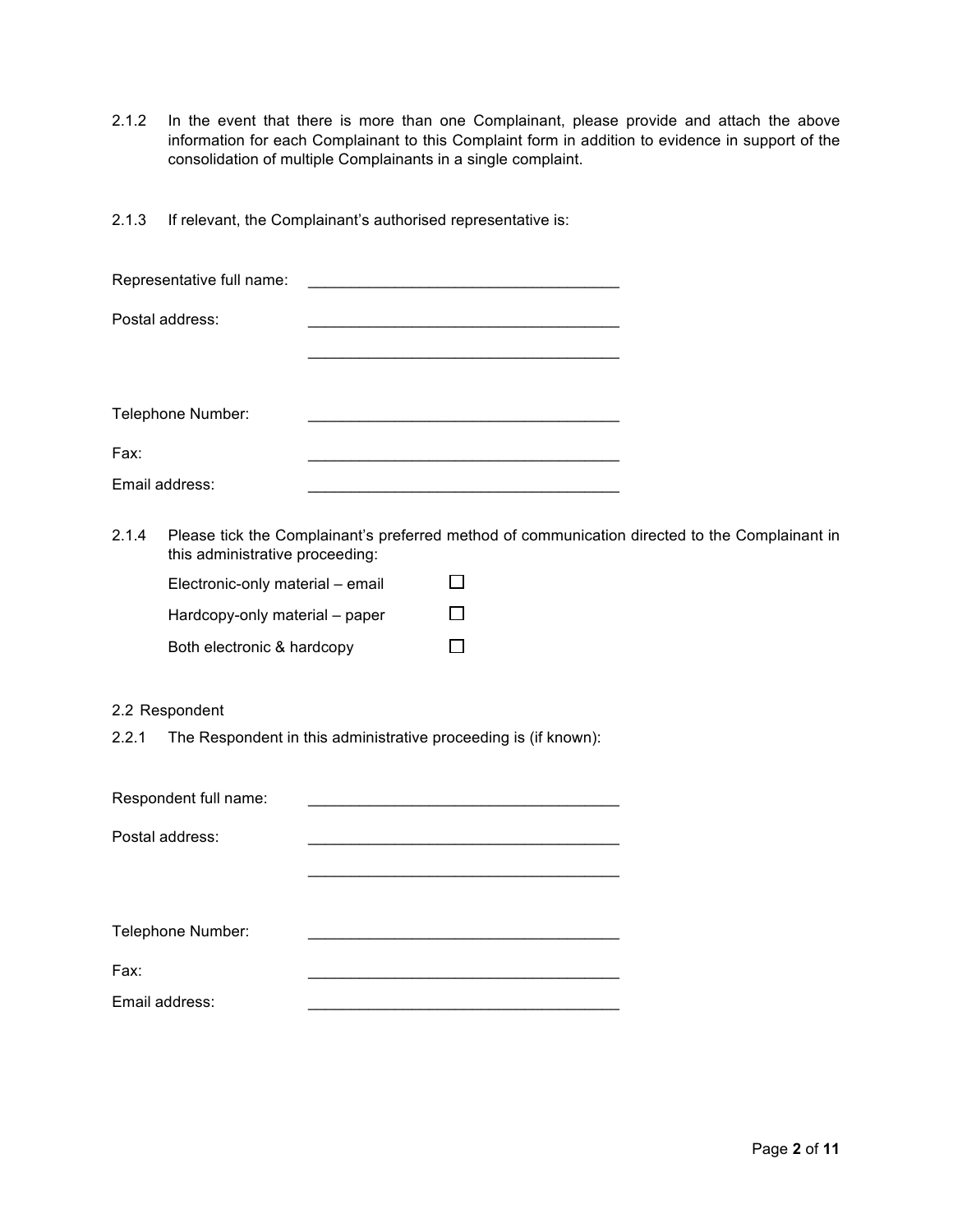2.1.2 In the event that there is more than one Complainant, please provide and attach the above information for each Complainant to this Complaint form in addition to evidence in support of the consolidation of multiple Complainants in a single complaint.

2.1.3 If relevant, the Complainant's authorised representative is:

Representative full name: ____________________________________

Postal address: ____________________________________

____________________________________

Telephone Number: ____________________________________

Fax: ____________________________________

Email address: ____________________________________

2.1.4 Please tick the Complainant's preferred method of communication directed to the Complainant in this administrative proceeding:

- Electronic-only material – email ☐
- Hardcopy-only material – paper ☐
- Both electronic & hardcopy ☐

2.2 Respondent

2.2.1 The Respondent in this administrative proceeding is (if known):

Respondent full name: ____________________________________

Postal address: ____________________________________

____________________________________

Telephone Number: ____________________________________

Fax: ____________________________________

Email address: ____________________________________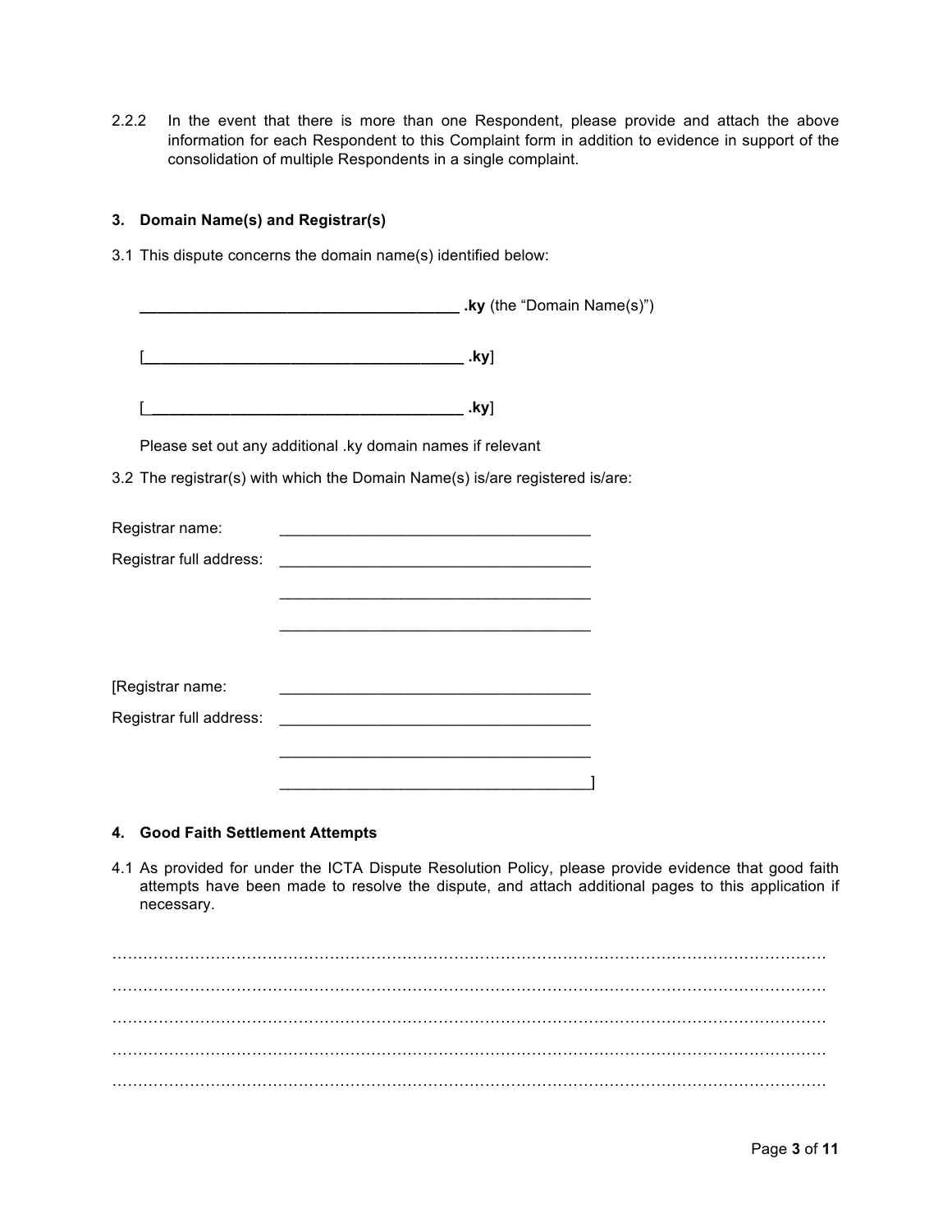2.2.2 In the event that there is more than one Respondent, please provide and attach the above information for each Respondent to this Complaint form in addition to evidence in support of the consolidation of multiple Respondents in a single complaint.

### 3. Domain Name(s) and Registrar(s)

3.1 This dispute concerns the domain name(s) identified below:

**______________________________________ .ky** (the "Domain Name(s)")

[**______________________________________ .ky**]

[**______________________________________ .ky**]

Please set out any additional .ky domain names if relevant

3.2 The registrar(s) with which the Domain Name(s) is/are registered is/are:

Registrar name: ____________________________________

Registrar full address: ____________________________________

____________________________________

____________________________________

[Registrar name: ____________________________________

Registrar full address: ____________________________________

____________________________________

____________________________________]

### 4. Good Faith Settlement Attempts

4.1 As provided for under the ICTA Dispute Resolution Policy, please provide evidence that good faith attempts have been made to resolve the dispute, and attach additional pages to this application if necessary.

……………………………………………………………………………………………………………………

……………………………………………………………………………………………………………………

……………………………………………………………………………………………………………………

……………………………………………………………………………………………………………………

……………………………………………………………………………………………………………………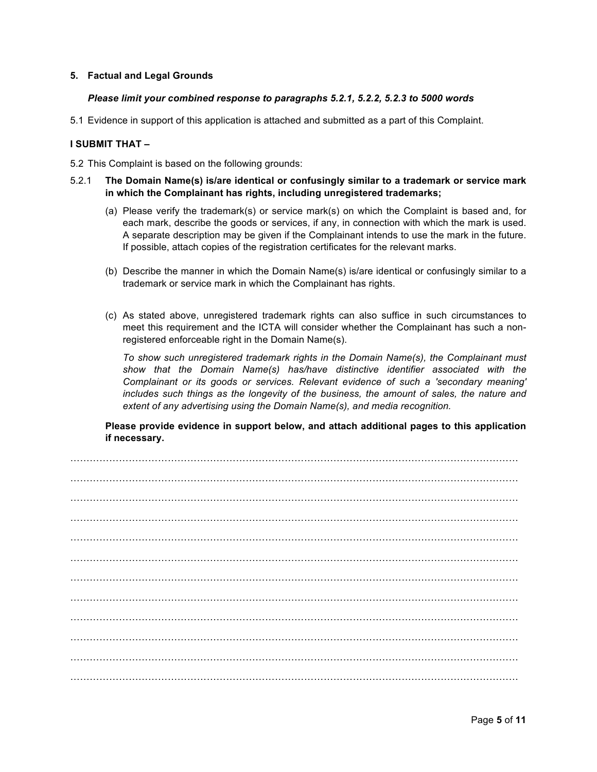**5. Factual and Legal Grounds**

***Please limit your combined response to paragraphs 5.2.1, 5.2.2, 5.2.3 to 5000 words***

5.1 Evidence in support of this application is attached and submitted as a part of this Complaint.

**I SUBMIT THAT –**

5.2 This Complaint is based on the following grounds:

5.2.1 **The Domain Name(s) is/are identical or confusingly similar to a trademark or service mark in which the Complainant has rights, including unregistered trademarks;**

(a) Please verify the trademark(s) or service mark(s) on which the Complaint is based and, for each mark, describe the goods or services, if any, in connection with which the mark is used. A separate description may be given if the Complainant intends to use the mark in the future. If possible, attach copies of the registration certificates for the relevant marks.

(b) Describe the manner in which the Domain Name(s) is/are identical or confusingly similar to a trademark or service mark in which the Complainant has rights.

(c) As stated above, unregistered trademark rights can also suffice in such circumstances to meet this requirement and the ICTA will consider whether the Complainant has such a non-registered enforceable right in the Domain Name(s).

*To show such unregistered trademark rights in the Domain Name(s), the Complainant must show that the Domain Name(s) has/have distinctive identifier associated with the Complainant or its goods or services. Relevant evidence of such a 'secondary meaning' includes such things as the longevity of the business, the amount of sales, the nature and extent of any advertising using the Domain Name(s), and media recognition.*

**Please provide evidence in support below, and attach additional pages to this application if necessary.**

……………………………………………………………………………………………………………………

……………………………………………………………………………………………………………………

……………………………………………………………………………………………………………………

……………………………………………………………………………………………………………………

……………………………………………………………………………………………………………………

……………………………………………………………………………………………………………………

……………………………………………………………………………………………………………………

……………………………………………………………………………………………………………………

……………………………………………………………………………………………………………………

……………………………………………………………………………………………………………………

……………………………………………………………………………………………………………………

……………………………………………………………………………………………………………………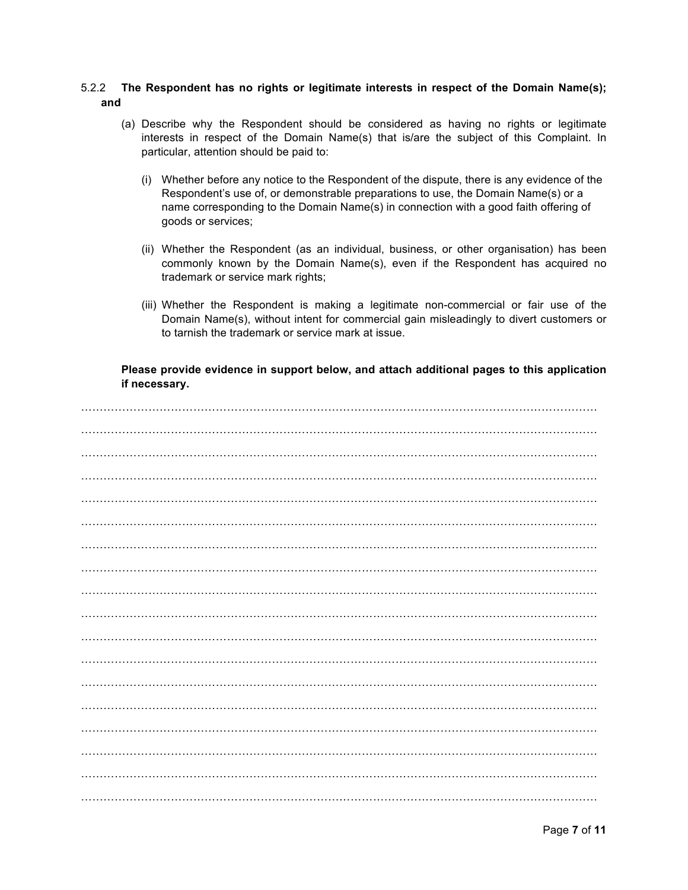5.2.2 **The Respondent has no rights or legitimate interests in respect of the Domain Name(s); and**

(a) Describe why the Respondent should be considered as having no rights or legitimate interests in respect of the Domain Name(s) that is/are the subject of this Complaint. In particular, attention should be paid to:

(i) Whether before any notice to the Respondent of the dispute, there is any evidence of the Respondent's use of, or demonstrable preparations to use, the Domain Name(s) or a name corresponding to the Domain Name(s) in connection with a good faith offering of goods or services;

(ii) Whether the Respondent (as an individual, business, or other organisation) has been commonly known by the Domain Name(s), even if the Respondent has acquired no trademark or service mark rights;

(iii) Whether the Respondent is making a legitimate non-commercial or fair use of the Domain Name(s), without intent for commercial gain misleadingly to divert customers or to tarnish the trademark or service mark at issue.

**Please provide evidence in support below, and attach additional pages to this application if necessary.**

……………………………………………………………………………………………………………………

……………………………………………………………………………………………………………………

……………………………………………………………………………………………………………………

……………………………………………………………………………………………………………………

……………………………………………………………………………………………………………………

……………………………………………………………………………………………………………………

……………………………………………………………………………………………………………………

……………………………………………………………………………………………………………………

……………………………………………………………………………………………………………………

……………………………………………………………………………………………………………………

……………………………………………………………………………………………………………………

……………………………………………………………………………………………………………………

……………………………………………………………………………………………………………………

……………………………………………………………………………………………………………………

……………………………………………………………………………………………………………………

……………………………………………………………………………………………………………………

……………………………………………………………………………………………………………………

……………………………………………………………………………………………………………………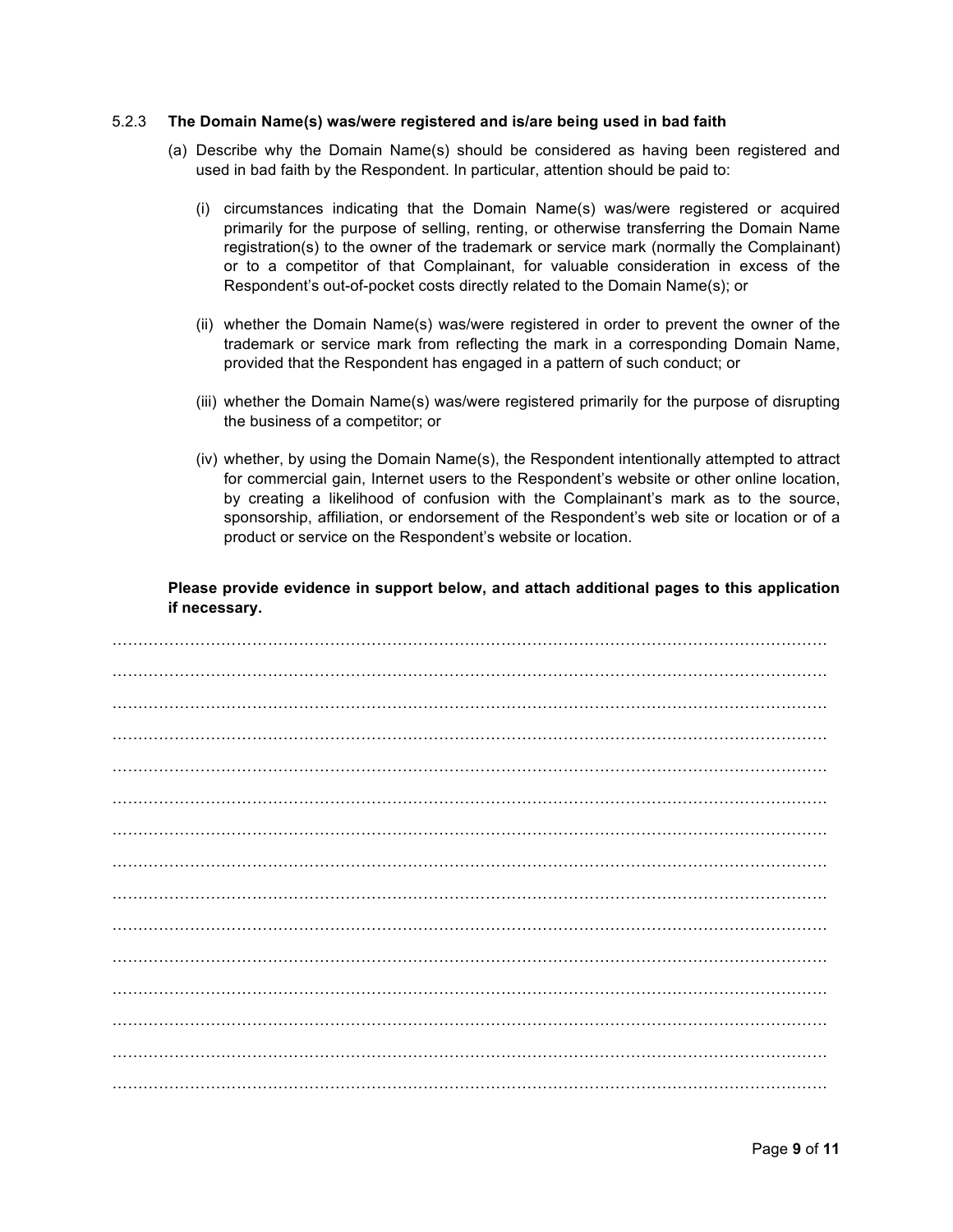### 5.2.3 The Domain Name(s) was/were registered and is/are being used in bad faith

(a) Describe why the Domain Name(s) should be considered as having been registered and used in bad faith by the Respondent. In particular, attention should be paid to:

(i) circumstances indicating that the Domain Name(s) was/were registered or acquired primarily for the purpose of selling, renting, or otherwise transferring the Domain Name registration(s) to the owner of the trademark or service mark (normally the Complainant) or to a competitor of that Complainant, for valuable consideration in excess of the Respondent's out-of-pocket costs directly related to the Domain Name(s); or

(ii) whether the Domain Name(s) was/were registered in order to prevent the owner of the trademark or service mark from reflecting the mark in a corresponding Domain Name, provided that the Respondent has engaged in a pattern of such conduct; or

(iii) whether the Domain Name(s) was/were registered primarily for the purpose of disrupting the business of a competitor; or

(iv) whether, by using the Domain Name(s), the Respondent intentionally attempted to attract for commercial gain, Internet users to the Respondent's website or other online location, by creating a likelihood of confusion with the Complainant's mark as to the source, sponsorship, affiliation, or endorsement of the Respondent's web site or location or of a product or service on the Respondent's website or location.

**Please provide evidence in support below, and attach additional pages to this application if necessary.**

…………………………………………………………………………………………………………………

…………………………………………………………………………………………………………………

…………………………………………………………………………………………………………………

…………………………………………………………………………………………………………………

…………………………………………………………………………………………………………………

…………………………………………………………………………………………………………………

…………………………………………………………………………………………………………………

…………………………………………………………………………………………………………………

…………………………………………………………………………………………………………………

…………………………………………………………………………………………………………………

…………………………………………………………………………………………………………………

…………………………………………………………………………………………………………………

…………………………………………………………………………………………………………………

…………………………………………………………………………………………………………………

…………………………………………………………………………………………………………………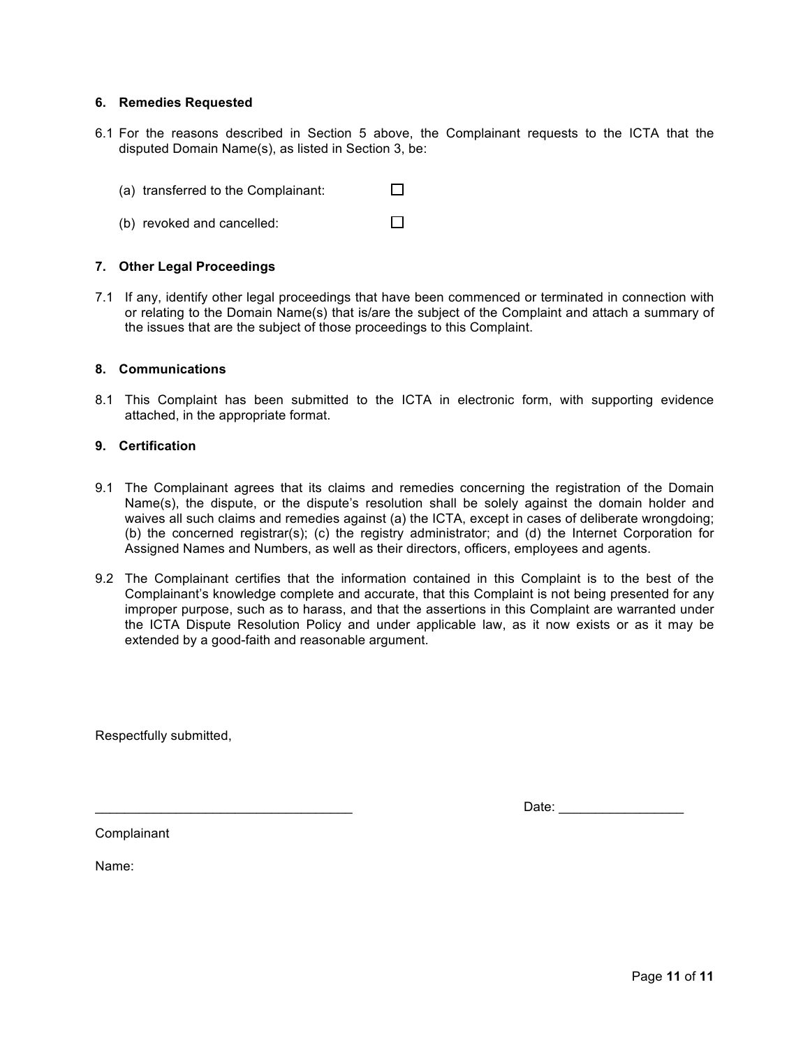## 6. Remedies Requested

6.1 For the reasons described in Section 5 above, the Complainant requests to the ICTA that the disputed Domain Name(s), as listed in Section 3, be:

(a) transferred to the Complainant: ☐

(b) revoked and cancelled: ☐

## 7. Other Legal Proceedings

7.1 If any, identify other legal proceedings that have been commenced or terminated in connection with or relating to the Domain Name(s) that is/are the subject of the Complaint and attach a summary of the issues that are the subject of those proceedings to this Complaint.

## 8. Communications

8.1 This Complaint has been submitted to the ICTA in electronic form, with supporting evidence attached, in the appropriate format.

## 9. Certification

9.1 The Complainant agrees that its claims and remedies concerning the registration of the Domain Name(s), the dispute, or the dispute's resolution shall be solely against the domain holder and waives all such claims and remedies against (a) the ICTA, except in cases of deliberate wrongdoing; (b) the concerned registrar(s); (c) the registry administrator; and (d) the Internet Corporation for Assigned Names and Numbers, as well as their directors, officers, employees and agents.

9.2 The Complainant certifies that the information contained in this Complaint is to the best of the Complainant's knowledge complete and accurate, that this Complaint is not being presented for any improper purpose, such as to harass, and that the assertions in this Complaint are warranted under the ICTA Dispute Resolution Policy and under applicable law, as it now exists or as it may be extended by a good-faith and reasonable argument.

Respectfully submitted,

___________________________________ Date: _________________

Complainant

Name: